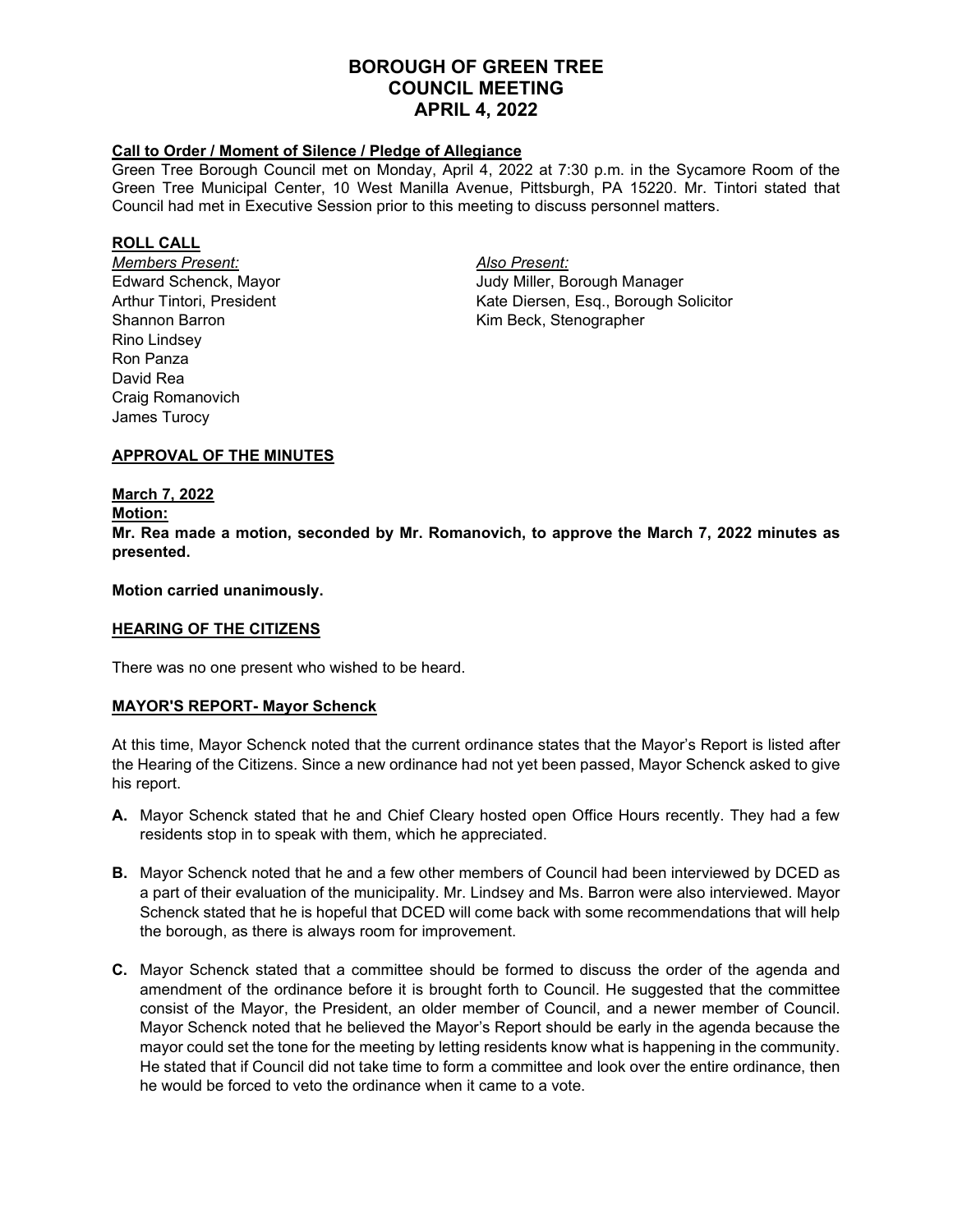# BOROUGH OF GREEN TREE
# COUNCIL MEETING
# APRIL 4, 2022

**Call to Order / Moment of Silence / Pledge of Allegiance**

Green Tree Borough Council met on Monday, April 4, 2022 at 7:30 p.m. in the Sycamore Room of the Green Tree Municipal Center, 10 West Manilla Avenue, Pittsburgh, PA 15220. Mr. Tintori stated that Council had met in Executive Session prior to this meeting to discuss personnel matters.

**ROLL CALL**

*Members Present:*
Edward Schenck, Mayor
Arthur Tintori, President
Shannon Barron
Rino Lindsey
Ron Panza
David Rea
Craig Romanovich
James Turocy

*Also Present:*
Judy Miller, Borough Manager
Kate Diersen, Esq., Borough Solicitor
Kim Beck, Stenographer

**APPROVAL OF THE MINUTES**

**March 7, 2022**
**Motion:**
**Mr. Rea made a motion, seconded by Mr. Romanovich, to approve the March 7, 2022 minutes as presented.**

**Motion carried unanimously.**

**HEARING OF THE CITIZENS**

There was no one present who wished to be heard.

**MAYOR'S REPORT- Mayor Schenck**

At this time, Mayor Schenck noted that the current ordinance states that the Mayor's Report is listed after the Hearing of the Citizens. Since a new ordinance had not yet been passed, Mayor Schenck asked to give his report.

**A.** Mayor Schenck stated that he and Chief Cleary hosted open Office Hours recently. They had a few residents stop in to speak with them, which he appreciated.

**B.** Mayor Schenck noted that he and a few other members of Council had been interviewed by DCED as a part of their evaluation of the municipality. Mr. Lindsey and Ms. Barron were also interviewed. Mayor Schenck stated that he is hopeful that DCED will come back with some recommendations that will help the borough, as there is always room for improvement.

**C.** Mayor Schenck stated that a committee should be formed to discuss the order of the agenda and amendment of the ordinance before it is brought forth to Council. He suggested that the committee consist of the Mayor, the President, an older member of Council, and a newer member of Council. Mayor Schenck noted that he believed the Mayor's Report should be early in the agenda because the mayor could set the tone for the meeting by letting residents know what is happening in the community. He stated that if Council did not take time to form a committee and look over the entire ordinance, then he would be forced to veto the ordinance when it came to a vote.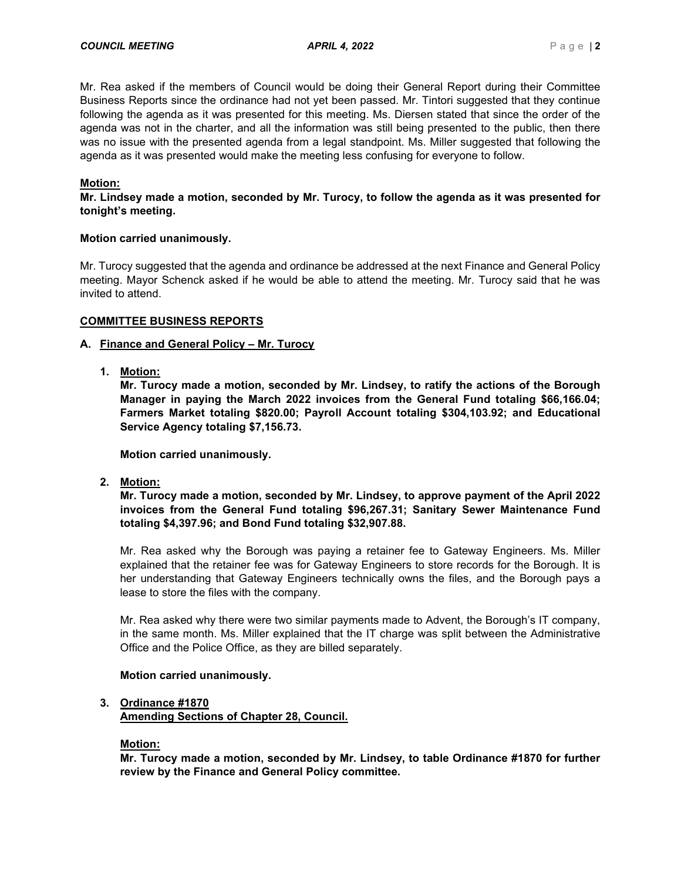Mr. Rea asked if the members of Council would be doing their General Report during their Committee Business Reports since the ordinance had not yet been passed. Mr. Tintori suggested that they continue following the agenda as it was presented for this meeting. Ms. Diersen stated that since the order of the agenda was not in the charter, and all the information was still being presented to the public, then there was no issue with the presented agenda from a legal standpoint. Ms. Miller suggested that following the agenda as it was presented would make the meeting less confusing for everyone to follow.

**Motion:**

**Mr. Lindsey made a motion, seconded by Mr. Turocy, to follow the agenda as it was presented for tonight's meeting.**

**Motion carried unanimously.**

Mr. Turocy suggested that the agenda and ordinance be addressed at the next Finance and General Policy meeting. Mayor Schenck asked if he would be able to attend the meeting. Mr. Turocy said that he was invited to attend.

## COMMITTEE BUSINESS REPORTS

### A. Finance and General Policy – Mr. Turocy

1. **Motion:**

   **Mr. Turocy made a motion, seconded by Mr. Lindsey, to ratify the actions of the Borough Manager in paying the March 2022 invoices from the General Fund totaling $66,166.04; Farmers Market totaling $820.00; Payroll Account totaling $304,103.92; and Educational Service Agency totaling $7,156.73.**

   **Motion carried unanimously.**

2. **Motion:**

   **Mr. Turocy made a motion, seconded by Mr. Lindsey, to approve payment of the April 2022 invoices from the General Fund totaling $96,267.31; Sanitary Sewer Maintenance Fund totaling $4,397.96; and Bond Fund totaling $32,907.88.**

   Mr. Rea asked why the Borough was paying a retainer fee to Gateway Engineers. Ms. Miller explained that the retainer fee was for Gateway Engineers to store records for the Borough. It is her understanding that Gateway Engineers technically owns the files, and the Borough pays a lease to store the files with the company.

   Mr. Rea asked why there were two similar payments made to Advent, the Borough's IT company, in the same month. Ms. Miller explained that the IT charge was split between the Administrative Office and the Police Office, as they are billed separately.

   **Motion carried unanimously.**

3. **Ordinance #1870**
   **Amending Sections of Chapter 28, Council.**

   **Motion:**

   **Mr. Turocy made a motion, seconded by Mr. Lindsey, to table Ordinance #1870 for further review by the Finance and General Policy committee.**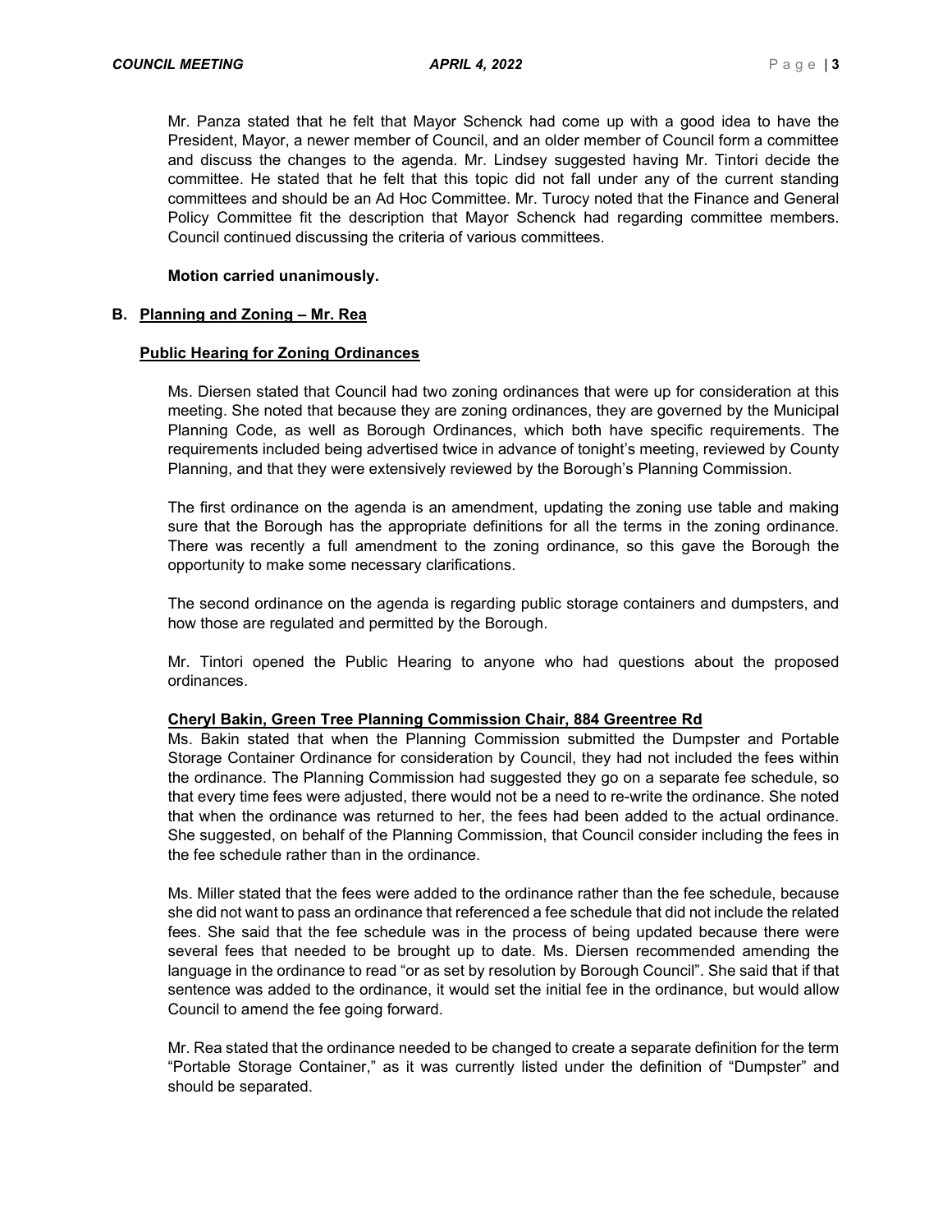Mr. Panza stated that he felt that Mayor Schenck had come up with a good idea to have the President, Mayor, a newer member of Council, and an older member of Council form a committee and discuss the changes to the agenda. Mr. Lindsey suggested having Mr. Tintori decide the committee. He stated that he felt that this topic did not fall under any of the current standing committees and should be an Ad Hoc Committee. Mr. Turocy noted that the Finance and General Policy Committee fit the description that Mayor Schenck had regarding committee members. Council continued discussing the criteria of various committees.

**Motion carried unanimously.**

**B. Planning and Zoning – Mr. Rea**

**Public Hearing for Zoning Ordinances**

Ms. Diersen stated that Council had two zoning ordinances that were up for consideration at this meeting. She noted that because they are zoning ordinances, they are governed by the Municipal Planning Code, as well as Borough Ordinances, which both have specific requirements. The requirements included being advertised twice in advance of tonight's meeting, reviewed by County Planning, and that they were extensively reviewed by the Borough's Planning Commission.

The first ordinance on the agenda is an amendment, updating the zoning use table and making sure that the Borough has the appropriate definitions for all the terms in the zoning ordinance. There was recently a full amendment to the zoning ordinance, so this gave the Borough the opportunity to make some necessary clarifications.

The second ordinance on the agenda is regarding public storage containers and dumpsters, and how those are regulated and permitted by the Borough.

Mr. Tintori opened the Public Hearing to anyone who had questions about the proposed ordinances.

**Cheryl Bakin, Green Tree Planning Commission Chair, 884 Greentree Rd**

Ms. Bakin stated that when the Planning Commission submitted the Dumpster and Portable Storage Container Ordinance for consideration by Council, they had not included the fees within the ordinance. The Planning Commission had suggested they go on a separate fee schedule, so that every time fees were adjusted, there would not be a need to re-write the ordinance. She noted that when the ordinance was returned to her, the fees had been added to the actual ordinance. She suggested, on behalf of the Planning Commission, that Council consider including the fees in the fee schedule rather than in the ordinance.

Ms. Miller stated that the fees were added to the ordinance rather than the fee schedule, because she did not want to pass an ordinance that referenced a fee schedule that did not include the related fees. She said that the fee schedule was in the process of being updated because there were several fees that needed to be brought up to date. Ms. Diersen recommended amending the language in the ordinance to read "or as set by resolution by Borough Council". She said that if that sentence was added to the ordinance, it would set the initial fee in the ordinance, but would allow Council to amend the fee going forward.

Mr. Rea stated that the ordinance needed to be changed to create a separate definition for the term "Portable Storage Container," as it was currently listed under the definition of "Dumpster" and should be separated.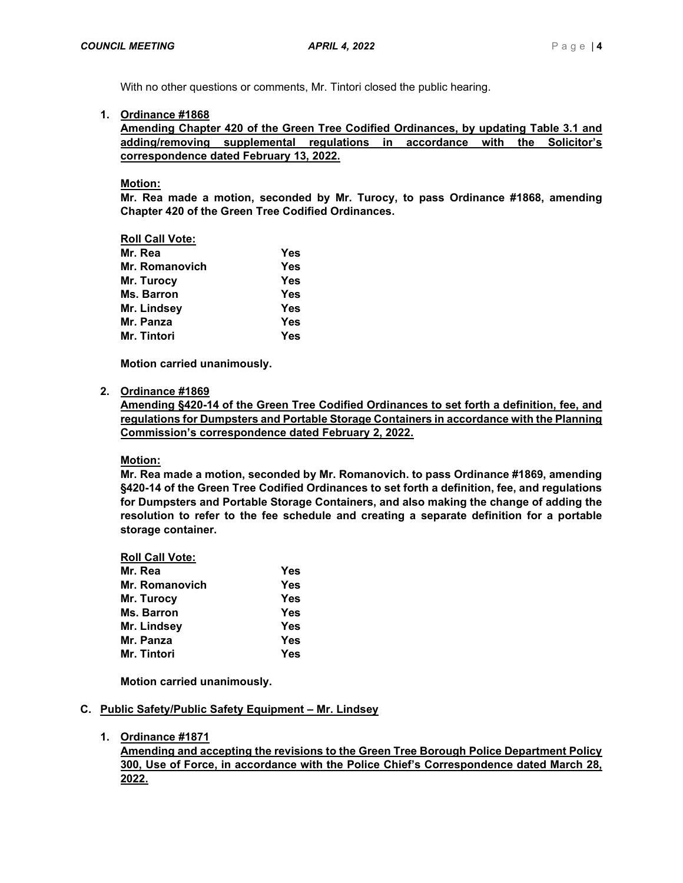With no other questions or comments, Mr. Tintori closed the public hearing.

1. **Ordinance #1868**
   **Amending Chapter 420 of the Green Tree Codified Ordinances, by updating Table 3.1 and adding/removing supplemental regulations in accordance with the Solicitor's correspondence dated February 13, 2022.**

   **Motion:**
   **Mr. Rea made a motion, seconded by Mr. Turocy, to pass Ordinance #1868, amending Chapter 420 of the Green Tree Codified Ordinances.**

   **Roll Call Vote:**

   | | |
   |---|---|
   | **Mr. Rea** | **Yes** |
   | **Mr. Romanovich** | **Yes** |
   | **Mr. Turocy** | **Yes** |
   | **Ms. Barron** | **Yes** |
   | **Mr. Lindsey** | **Yes** |
   | **Mr. Panza** | **Yes** |
   | **Mr. Tintori** | **Yes** |

   **Motion carried unanimously.**

2. **Ordinance #1869**
   **Amending §420-14 of the Green Tree Codified Ordinances to set forth a definition, fee, and regulations for Dumpsters and Portable Storage Containers in accordance with the Planning Commission's correspondence dated February 2, 2022.**

   **Motion:**
   **Mr. Rea made a motion, seconded by Mr. Romanovich. to pass Ordinance #1869, amending §420-14 of the Green Tree Codified Ordinances to set forth a definition, fee, and regulations for Dumpsters and Portable Storage Containers, and also making the change of adding the resolution to refer to the fee schedule and creating a separate definition for a portable storage container.**

   **Roll Call Vote:**

   | | |
   |---|---|
   | **Mr. Rea** | **Yes** |
   | **Mr. Romanovich** | **Yes** |
   | **Mr. Turocy** | **Yes** |
   | **Ms. Barron** | **Yes** |
   | **Mr. Lindsey** | **Yes** |
   | **Mr. Panza** | **Yes** |
   | **Mr. Tintori** | **Yes** |

   **Motion carried unanimously.**

**C. Public Safety/Public Safety Equipment – Mr. Lindsey**

1. **Ordinance #1871**
   **Amending and accepting the revisions to the Green Tree Borough Police Department Policy 300, Use of Force, in accordance with the Police Chief's Correspondence dated March 28, 2022.**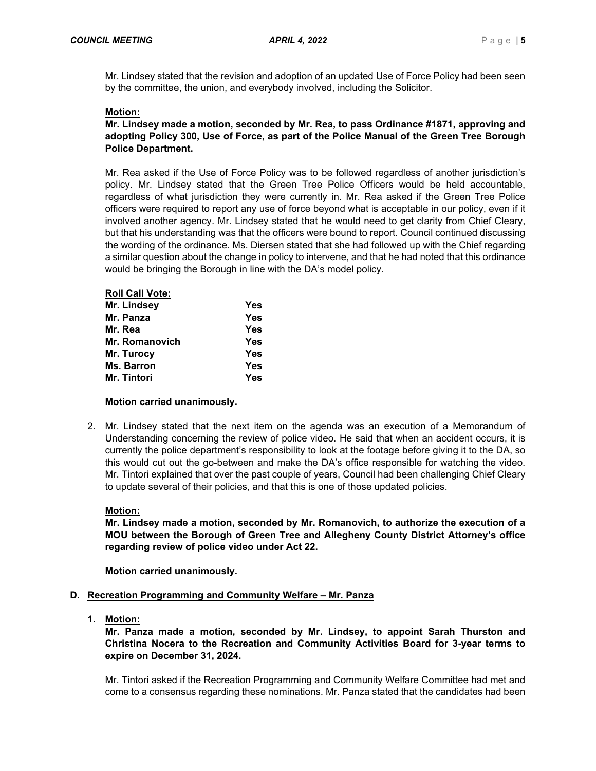Mr. Lindsey stated that the revision and adoption of an updated Use of Force Policy had been seen by the committee, the union, and everybody involved, including the Solicitor.

**Motion:**

**Mr. Lindsey made a motion, seconded by Mr. Rea, to pass Ordinance #1871, approving and adopting Policy 300, Use of Force, as part of the Police Manual of the Green Tree Borough Police Department.**

Mr. Rea asked if the Use of Force Policy was to be followed regardless of another jurisdiction's policy. Mr. Lindsey stated that the Green Tree Police Officers would be held accountable, regardless of what jurisdiction they were currently in. Mr. Rea asked if the Green Tree Police officers were required to report any use of force beyond what is acceptable in our policy, even if it involved another agency. Mr. Lindsey stated that he would need to get clarity from Chief Cleary, but that his understanding was that the officers were bound to report. Council continued discussing the wording of the ordinance. Ms. Diersen stated that she had followed up with the Chief regarding a similar question about the change in policy to intervene, and that he had noted that this ordinance would be bringing the Borough in line with the DA's model policy.

**Roll Call Vote:**

| | |
|---|---|
| **Mr. Lindsey** | **Yes** |
| **Mr. Panza** | **Yes** |
| **Mr. Rea** | **Yes** |
| **Mr. Romanovich** | **Yes** |
| **Mr. Turocy** | **Yes** |
| **Ms. Barron** | **Yes** |
| **Mr. Tintori** | **Yes** |

**Motion carried unanimously.**

2. Mr. Lindsey stated that the next item on the agenda was an execution of a Memorandum of Understanding concerning the review of police video. He said that when an accident occurs, it is currently the police department's responsibility to look at the footage before giving it to the DA, so this would cut out the go-between and make the DA's office responsible for watching the video. Mr. Tintori explained that over the past couple of years, Council had been challenging Chief Cleary to update several of their policies, and that this is one of those updated policies.

**Motion:**

**Mr. Lindsey made a motion, seconded by Mr. Romanovich, to authorize the execution of a MOU between the Borough of Green Tree and Allegheny County District Attorney's office regarding review of police video under Act 22.**

**Motion carried unanimously.**

## D. Recreation Programming and Community Welfare – Mr. Panza

1. **Motion:**

**Mr. Panza made a motion, seconded by Mr. Lindsey, to appoint Sarah Thurston and Christina Nocera to the Recreation and Community Activities Board for 3-year terms to expire on December 31, 2024.**

Mr. Tintori asked if the Recreation Programming and Community Welfare Committee had met and come to a consensus regarding these nominations. Mr. Panza stated that the candidates had been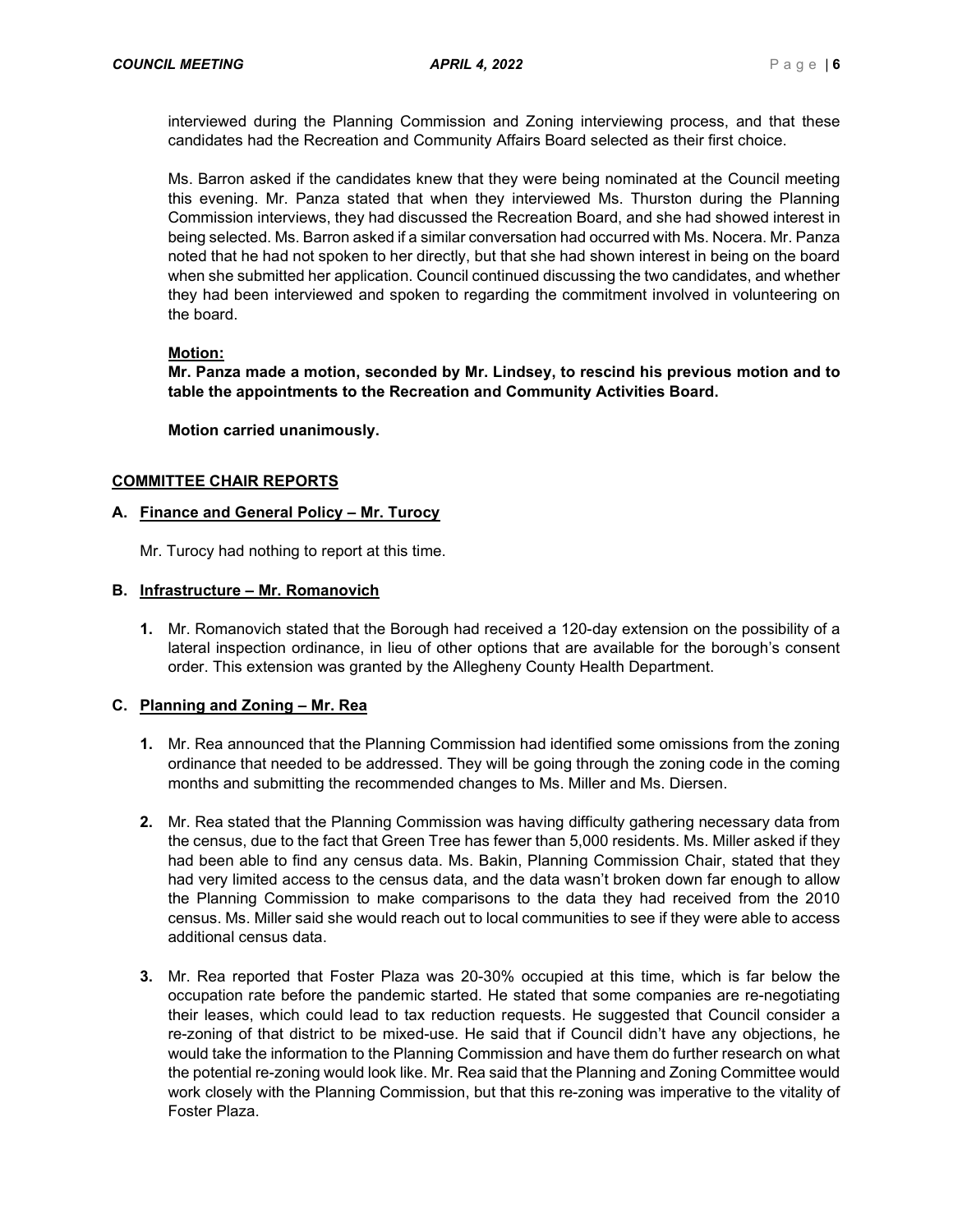interviewed during the Planning Commission and Zoning interviewing process, and that these candidates had the Recreation and Community Affairs Board selected as their first choice.

Ms. Barron asked if the candidates knew that they were being nominated at the Council meeting this evening. Mr. Panza stated that when they interviewed Ms. Thurston during the Planning Commission interviews, they had discussed the Recreation Board, and she had showed interest in being selected. Ms. Barron asked if a similar conversation had occurred with Ms. Nocera. Mr. Panza noted that he had not spoken to her directly, but that she had shown interest in being on the board when she submitted her application. Council continued discussing the two candidates, and whether they had been interviewed and spoken to regarding the commitment involved in volunteering on the board.

**Motion:**

**Mr. Panza made a motion, seconded by Mr. Lindsey, to rescind his previous motion and to table the appointments to the Recreation and Community Activities Board.**

**Motion carried unanimously.**

## COMMITTEE CHAIR REPORTS

### A. Finance and General Policy – Mr. Turocy

Mr. Turocy had nothing to report at this time.

### B. Infrastructure – Mr. Romanovich

1. Mr. Romanovich stated that the Borough had received a 120-day extension on the possibility of a lateral inspection ordinance, in lieu of other options that are available for the borough's consent order. This extension was granted by the Allegheny County Health Department.

### C. Planning and Zoning – Mr. Rea

1. Mr. Rea announced that the Planning Commission had identified some omissions from the zoning ordinance that needed to be addressed. They will be going through the zoning code in the coming months and submitting the recommended changes to Ms. Miller and Ms. Diersen.

2. Mr. Rea stated that the Planning Commission was having difficulty gathering necessary data from the census, due to the fact that Green Tree has fewer than 5,000 residents. Ms. Miller asked if they had been able to find any census data. Ms. Bakin, Planning Commission Chair, stated that they had very limited access to the census data, and the data wasn't broken down far enough to allow the Planning Commission to make comparisons to the data they had received from the 2010 census. Ms. Miller said she would reach out to local communities to see if they were able to access additional census data.

3. Mr. Rea reported that Foster Plaza was 20-30% occupied at this time, which is far below the occupation rate before the pandemic started. He stated that some companies are re-negotiating their leases, which could lead to tax reduction requests. He suggested that Council consider a re-zoning of that district to be mixed-use. He said that if Council didn't have any objections, he would take the information to the Planning Commission and have them do further research on what the potential re-zoning would look like. Mr. Rea said that the Planning and Zoning Committee would work closely with the Planning Commission, but that this re-zoning was imperative to the vitality of Foster Plaza.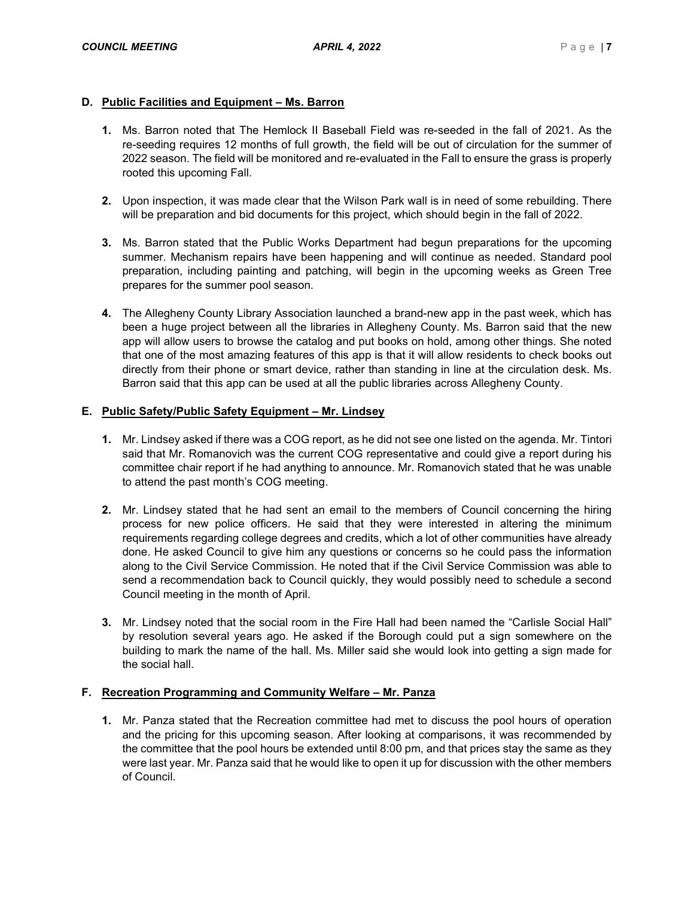## D. Public Facilities and Equipment – Ms. Barron

1. Ms. Barron noted that The Hemlock II Baseball Field was re-seeded in the fall of 2021. As the re-seeding requires 12 months of full growth, the field will be out of circulation for the summer of 2022 season. The field will be monitored and re-evaluated in the Fall to ensure the grass is properly rooted this upcoming Fall.

2. Upon inspection, it was made clear that the Wilson Park wall is in need of some rebuilding. There will be preparation and bid documents for this project, which should begin in the fall of 2022.

3. Ms. Barron stated that the Public Works Department had begun preparations for the upcoming summer. Mechanism repairs have been happening and will continue as needed. Standard pool preparation, including painting and patching, will begin in the upcoming weeks as Green Tree prepares for the summer pool season.

4. The Allegheny County Library Association launched a brand-new app in the past week, which has been a huge project between all the libraries in Allegheny County. Ms. Barron said that the new app will allow users to browse the catalog and put books on hold, among other things. She noted that one of the most amazing features of this app is that it will allow residents to check books out directly from their phone or smart device, rather than standing in line at the circulation desk. Ms. Barron said that this app can be used at all the public libraries across Allegheny County.

## E. Public Safety/Public Safety Equipment – Mr. Lindsey

1. Mr. Lindsey asked if there was a COG report, as he did not see one listed on the agenda. Mr. Tintori said that Mr. Romanovich was the current COG representative and could give a report during his committee chair report if he had anything to announce. Mr. Romanovich stated that he was unable to attend the past month's COG meeting.

2. Mr. Lindsey stated that he had sent an email to the members of Council concerning the hiring process for new police officers. He said that they were interested in altering the minimum requirements regarding college degrees and credits, which a lot of other communities have already done. He asked Council to give him any questions or concerns so he could pass the information along to the Civil Service Commission. He noted that if the Civil Service Commission was able to send a recommendation back to Council quickly, they would possibly need to schedule a second Council meeting in the month of April.

3. Mr. Lindsey noted that the social room in the Fire Hall had been named the "Carlisle Social Hall" by resolution several years ago. He asked if the Borough could put a sign somewhere on the building to mark the name of the hall. Ms. Miller said she would look into getting a sign made for the social hall.

## F. Recreation Programming and Community Welfare – Mr. Panza

1. Mr. Panza stated that the Recreation committee had met to discuss the pool hours of operation and the pricing for this upcoming season. After looking at comparisons, it was recommended by the committee that the pool hours be extended until 8:00 pm, and that prices stay the same as they were last year. Mr. Panza said that he would like to open it up for discussion with the other members of Council.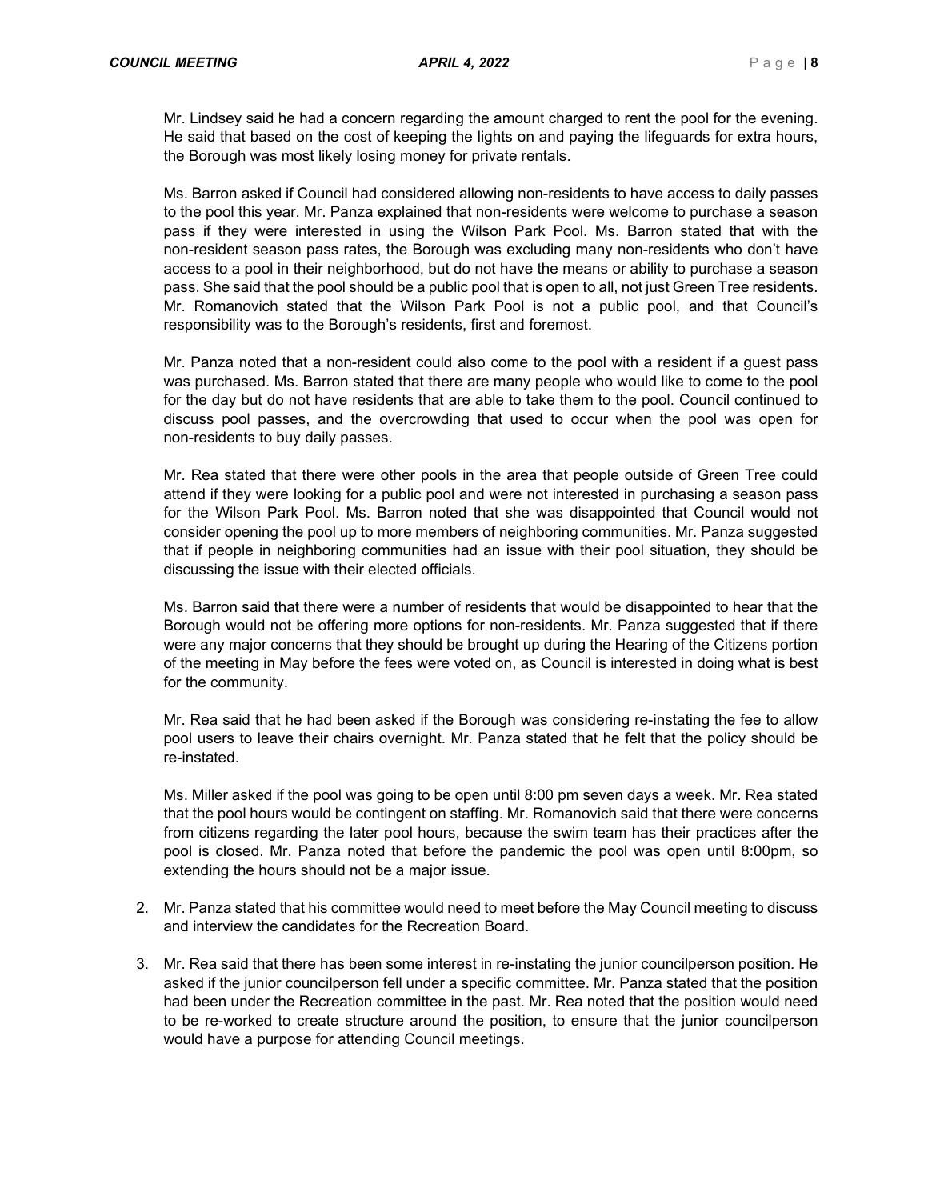Mr. Lindsey said he had a concern regarding the amount charged to rent the pool for the evening. He said that based on the cost of keeping the lights on and paying the lifeguards for extra hours, the Borough was most likely losing money for private rentals.

Ms. Barron asked if Council had considered allowing non-residents to have access to daily passes to the pool this year. Mr. Panza explained that non-residents were welcome to purchase a season pass if they were interested in using the Wilson Park Pool. Ms. Barron stated that with the non-resident season pass rates, the Borough was excluding many non-residents who don't have access to a pool in their neighborhood, but do not have the means or ability to purchase a season pass. She said that the pool should be a public pool that is open to all, not just Green Tree residents. Mr. Romanovich stated that the Wilson Park Pool is not a public pool, and that Council's responsibility was to the Borough's residents, first and foremost.

Mr. Panza noted that a non-resident could also come to the pool with a resident if a guest pass was purchased. Ms. Barron stated that there are many people who would like to come to the pool for the day but do not have residents that are able to take them to the pool. Council continued to discuss pool passes, and the overcrowding that used to occur when the pool was open for non-residents to buy daily passes.

Mr. Rea stated that there were other pools in the area that people outside of Green Tree could attend if they were looking for a public pool and were not interested in purchasing a season pass for the Wilson Park Pool. Ms. Barron noted that she was disappointed that Council would not consider opening the pool up to more members of neighboring communities. Mr. Panza suggested that if people in neighboring communities had an issue with their pool situation, they should be discussing the issue with their elected officials.

Ms. Barron said that there were a number of residents that would be disappointed to hear that the Borough would not be offering more options for non-residents. Mr. Panza suggested that if there were any major concerns that they should be brought up during the Hearing of the Citizens portion of the meeting in May before the fees were voted on, as Council is interested in doing what is best for the community.

Mr. Rea said that he had been asked if the Borough was considering re-instating the fee to allow pool users to leave their chairs overnight. Mr. Panza stated that he felt that the policy should be re-instated.

Ms. Miller asked if the pool was going to be open until 8:00 pm seven days a week. Mr. Rea stated that the pool hours would be contingent on staffing. Mr. Romanovich said that there were concerns from citizens regarding the later pool hours, because the swim team has their practices after the pool is closed. Mr. Panza noted that before the pandemic the pool was open until 8:00pm, so extending the hours should not be a major issue.

2. Mr. Panza stated that his committee would need to meet before the May Council meeting to discuss and interview the candidates for the Recreation Board.

3. Mr. Rea said that there has been some interest in re-instating the junior councilperson position. He asked if the junior councilperson fell under a specific committee. Mr. Panza stated that the position had been under the Recreation committee in the past. Mr. Rea noted that the position would need to be re-worked to create structure around the position, to ensure that the junior councilperson would have a purpose for attending Council meetings.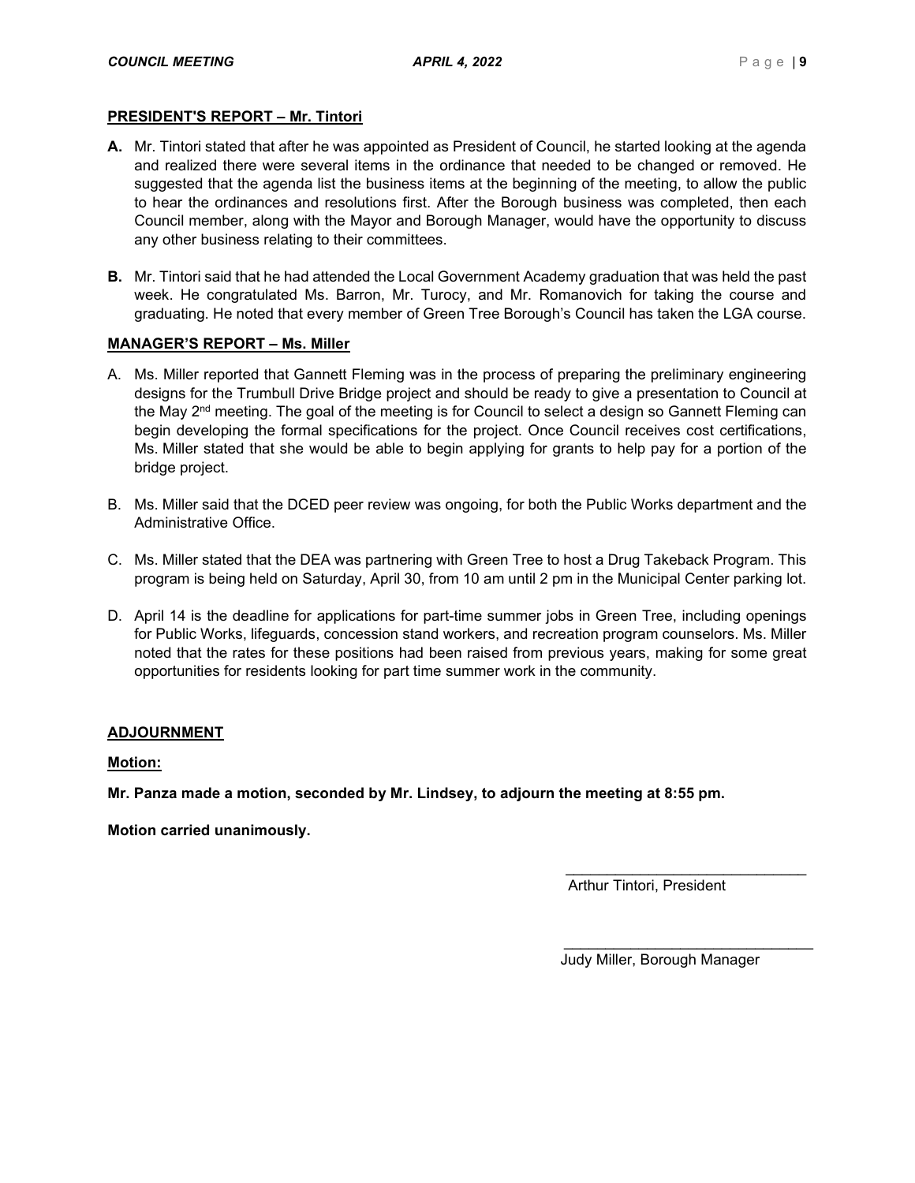**PRESIDENT'S REPORT – Mr. Tintori**

**A.** Mr. Tintori stated that after he was appointed as President of Council, he started looking at the agenda and realized there were several items in the ordinance that needed to be changed or removed. He suggested that the agenda list the business items at the beginning of the meeting, to allow the public to hear the ordinances and resolutions first. After the Borough business was completed, then each Council member, along with the Mayor and Borough Manager, would have the opportunity to discuss any other business relating to their committees.

**B.** Mr. Tintori said that he had attended the Local Government Academy graduation that was held the past week. He congratulated Ms. Barron, Mr. Turocy, and Mr. Romanovich for taking the course and graduating. He noted that every member of Green Tree Borough's Council has taken the LGA course.

**MANAGER'S REPORT – Ms. Miller**

A. Ms. Miller reported that Gannett Fleming was in the process of preparing the preliminary engineering designs for the Trumbull Drive Bridge project and should be ready to give a presentation to Council at the May 2nd meeting. The goal of the meeting is for Council to select a design so Gannett Fleming can begin developing the formal specifications for the project. Once Council receives cost certifications, Ms. Miller stated that she would be able to begin applying for grants to help pay for a portion of the bridge project.

B. Ms. Miller said that the DCED peer review was ongoing, for both the Public Works department and the Administrative Office.

C. Ms. Miller stated that the DEA was partnering with Green Tree to host a Drug Takeback Program. This program is being held on Saturday, April 30, from 10 am until 2 pm in the Municipal Center parking lot.

D. April 14 is the deadline for applications for part-time summer jobs in Green Tree, including openings for Public Works, lifeguards, concession stand workers, and recreation program counselors. Ms. Miller noted that the rates for these positions had been raised from previous years, making for some great opportunities for residents looking for part time summer work in the community.

**ADJOURNMENT**

**Motion:**

**Mr. Panza made a motion, seconded by Mr. Lindsey, to adjourn the meeting at 8:55 pm.**

**Motion carried unanimously.**

______________________________
Arthur Tintori, President

______________________________
Judy Miller, Borough Manager